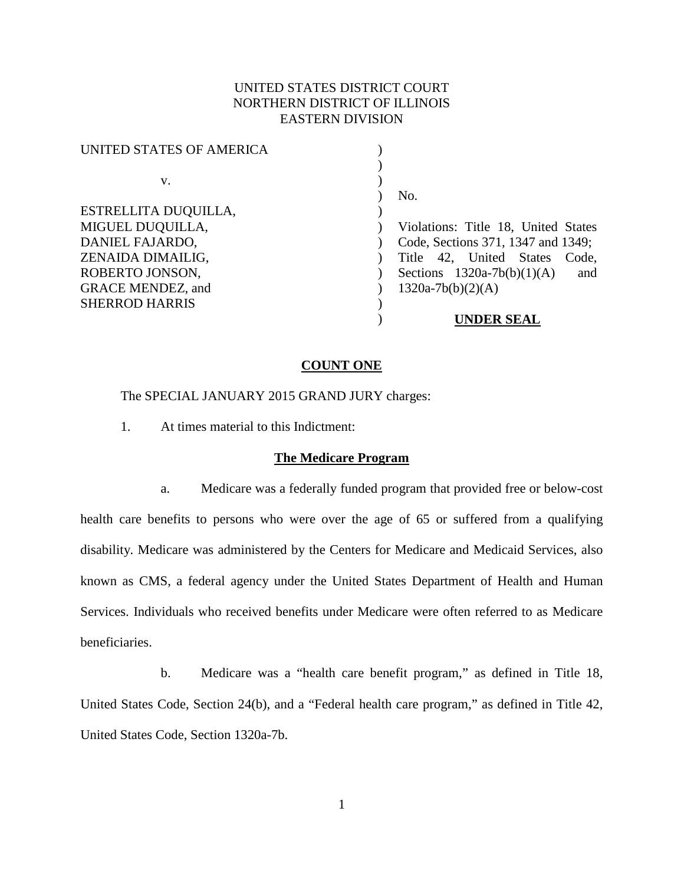UNITED STATES DISTRICT COURT
NORTHERN DISTRICT OF ILLINOIS
EASTERN DIVISION

| | | |
|---|---|---|
| UNITED STATES OF AMERICA | ) | |
| | ) | |
| v. | ) | |
| | ) | No. |
| ESTRELLITA DUQUILLA, | ) | |
| MIGUEL DUQUILLA, | ) | Violations: Title 18, United States |
| DANIEL FAJARDO, | ) | Code, Sections 371, 1347 and 1349; |
| ZENAIDA DIMAILIG, | ) | Title 42, United States Code, |
| ROBERTO JONSON, | ) | Sections 1320a-7b(b)(1)(A) and |
| GRACE MENDEZ, and | ) | 1320a-7b(b)(2)(A) |
| SHERROD HARRIS | ) | |
| | ) | **UNDER SEAL** |

## COUNT ONE

The SPECIAL JANUARY 2015 GRAND JURY charges:

1. At times material to this Indictment:

### The Medicare Program

a. Medicare was a federally funded program that provided free or below-cost health care benefits to persons who were over the age of 65 or suffered from a qualifying disability. Medicare was administered by the Centers for Medicare and Medicaid Services, also known as CMS, a federal agency under the United States Department of Health and Human Services. Individuals who received benefits under Medicare were often referred to as Medicare beneficiaries.

b. Medicare was a "health care benefit program," as defined in Title 18, United States Code, Section 24(b), and a "Federal health care program," as defined in Title 42, United States Code, Section 1320a-7b.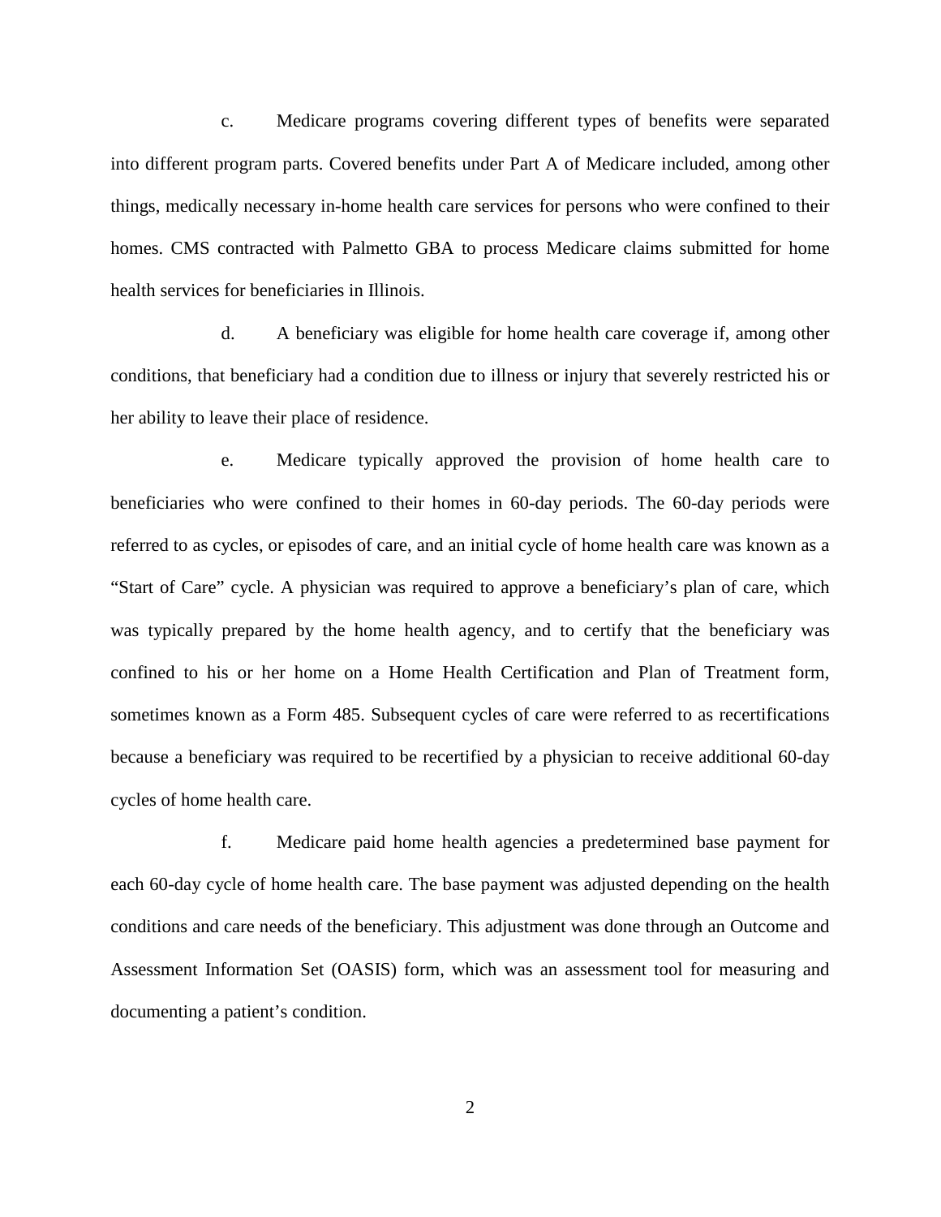c. Medicare programs covering different types of benefits were separated into different program parts. Covered benefits under Part A of Medicare included, among other things, medically necessary in-home health care services for persons who were confined to their homes. CMS contracted with Palmetto GBA to process Medicare claims submitted for home health services for beneficiaries in Illinois.

d. A beneficiary was eligible for home health care coverage if, among other conditions, that beneficiary had a condition due to illness or injury that severely restricted his or her ability to leave their place of residence.

e. Medicare typically approved the provision of home health care to beneficiaries who were confined to their homes in 60-day periods. The 60-day periods were referred to as cycles, or episodes of care, and an initial cycle of home health care was known as a "Start of Care" cycle. A physician was required to approve a beneficiary's plan of care, which was typically prepared by the home health agency, and to certify that the beneficiary was confined to his or her home on a Home Health Certification and Plan of Treatment form, sometimes known as a Form 485. Subsequent cycles of care were referred to as recertifications because a beneficiary was required to be recertified by a physician to receive additional 60-day cycles of home health care.

f. Medicare paid home health agencies a predetermined base payment for each 60-day cycle of home health care. The base payment was adjusted depending on the health conditions and care needs of the beneficiary. This adjustment was done through an Outcome and Assessment Information Set (OASIS) form, which was an assessment tool for measuring and documenting a patient's condition.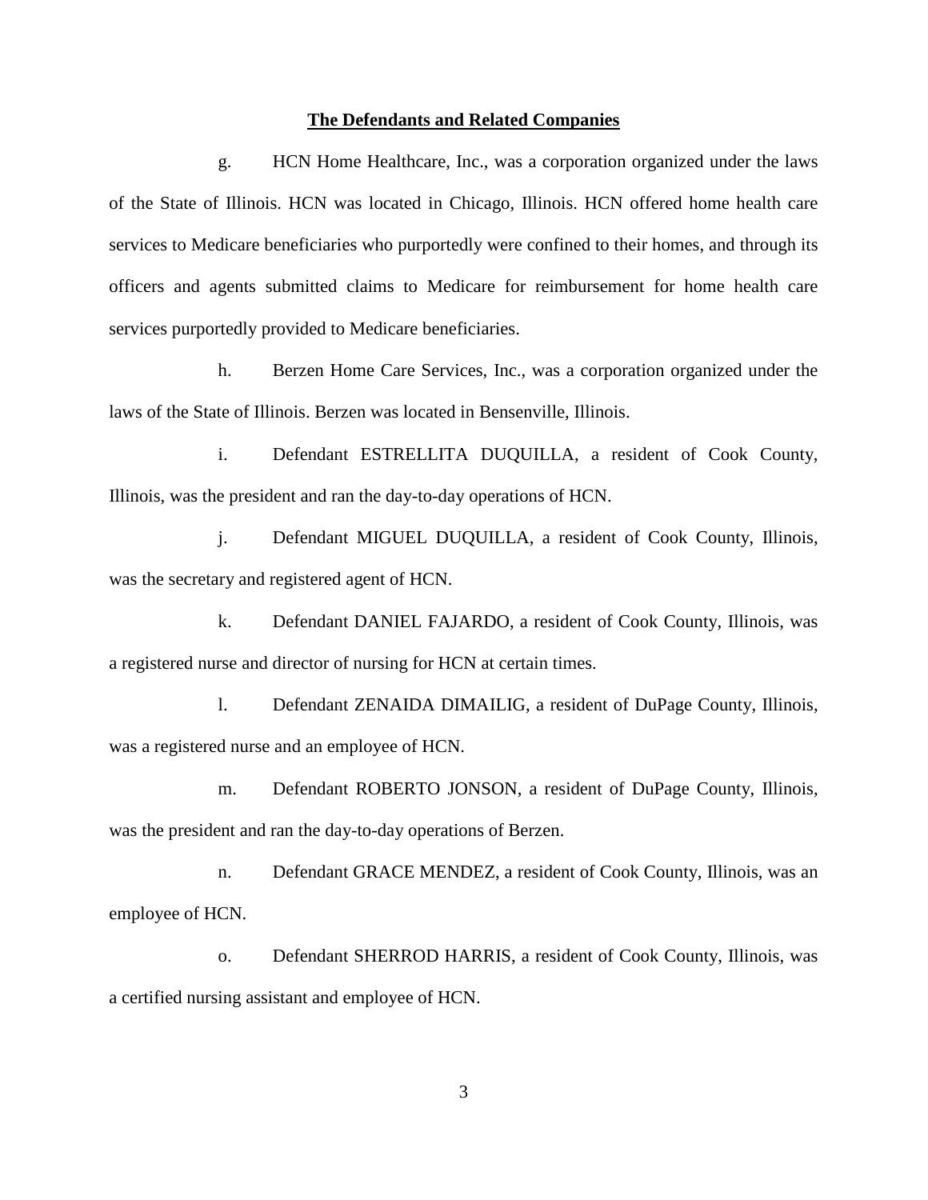**The Defendants and Related Companies**

g. HCN Home Healthcare, Inc., was a corporation organized under the laws of the State of Illinois. HCN was located in Chicago, Illinois. HCN offered home health care services to Medicare beneficiaries who purportedly were confined to their homes, and through its officers and agents submitted claims to Medicare for reimbursement for home health care services purportedly provided to Medicare beneficiaries.

h. Berzen Home Care Services, Inc., was a corporation organized under the laws of the State of Illinois. Berzen was located in Bensenville, Illinois.

i. Defendant ESTRELLITA DUQUILLA, a resident of Cook County, Illinois, was the president and ran the day-to-day operations of HCN.

j. Defendant MIGUEL DUQUILLA, a resident of Cook County, Illinois, was the secretary and registered agent of HCN.

k. Defendant DANIEL FAJARDO, a resident of Cook County, Illinois, was a registered nurse and director of nursing for HCN at certain times.

l. Defendant ZENAIDA DIMAILIG, a resident of DuPage County, Illinois, was a registered nurse and an employee of HCN.

m. Defendant ROBERTO JONSON, a resident of DuPage County, Illinois, was the president and ran the day-to-day operations of Berzen.

n. Defendant GRACE MENDEZ, a resident of Cook County, Illinois, was an employee of HCN.

o. Defendant SHERROD HARRIS, a resident of Cook County, Illinois, was a certified nursing assistant and employee of HCN.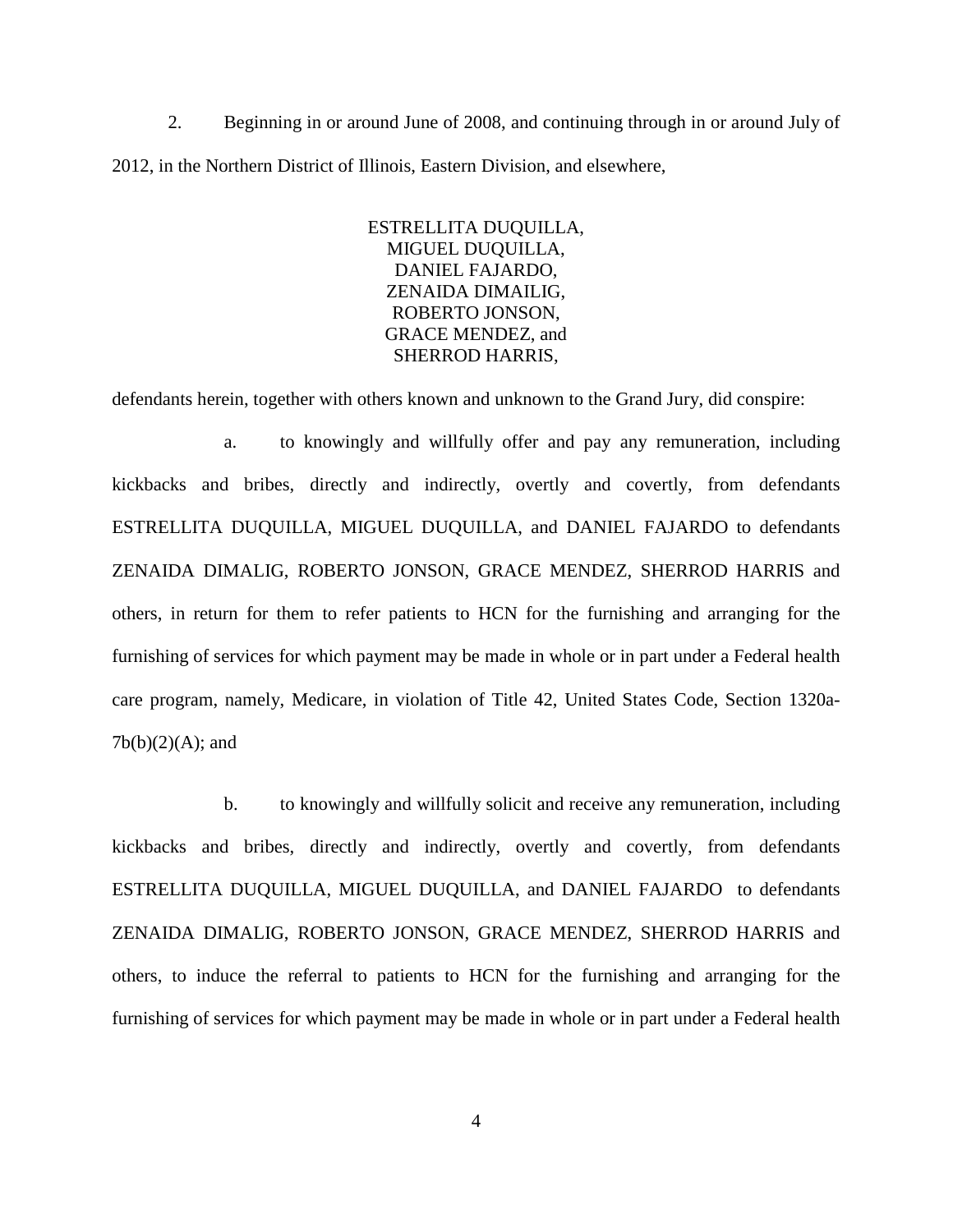2. Beginning in or around June of 2008, and continuing through in or around July of 2012, in the Northern District of Illinois, Eastern Division, and elsewhere,

ESTRELLITA DUQUILLA,
MIGUEL DUQUILLA,
DANIEL FAJARDO,
ZENAIDA DIMAILIG,
ROBERTO JONSON,
GRACE MENDEZ, and
SHERROD HARRIS,

defendants herein, together with others known and unknown to the Grand Jury, did conspire:

a. to knowingly and willfully offer and pay any remuneration, including kickbacks and bribes, directly and indirectly, overtly and covertly, from defendants ESTRELLITA DUQUILLA, MIGUEL DUQUILLA, and DANIEL FAJARDO to defendants ZENAIDA DIMALIG, ROBERTO JONSON, GRACE MENDEZ, SHERROD HARRIS and others, in return for them to refer patients to HCN for the furnishing and arranging for the furnishing of services for which payment may be made in whole or in part under a Federal health care program, namely, Medicare, in violation of Title 42, United States Code, Section 1320a-7b(b)(2)(A); and

b. to knowingly and willfully solicit and receive any remuneration, including kickbacks and bribes, directly and indirectly, overtly and covertly, from defendants ESTRELLITA DUQUILLA, MIGUEL DUQUILLA, and DANIEL FAJARDO to defendants ZENAIDA DIMALIG, ROBERTO JONSON, GRACE MENDEZ, SHERROD HARRIS and others, to induce the referral to patients to HCN for the furnishing and arranging for the furnishing of services for which payment may be made in whole or in part under a Federal health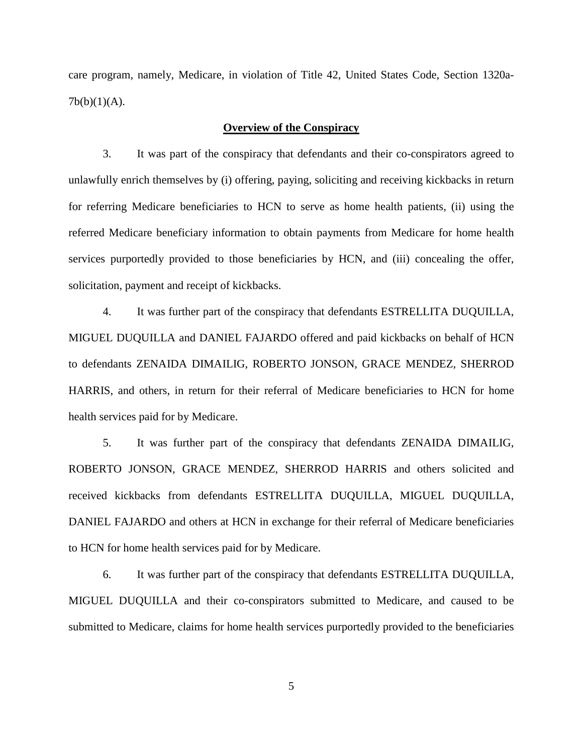care program, namely, Medicare, in violation of Title 42, United States Code, Section 1320a-7b(b)(1)(A).

**Overview of the Conspiracy**

3. It was part of the conspiracy that defendants and their co-conspirators agreed to unlawfully enrich themselves by (i) offering, paying, soliciting and receiving kickbacks in return for referring Medicare beneficiaries to HCN to serve as home health patients, (ii) using the referred Medicare beneficiary information to obtain payments from Medicare for home health services purportedly provided to those beneficiaries by HCN, and (iii) concealing the offer, solicitation, payment and receipt of kickbacks.

4. It was further part of the conspiracy that defendants ESTRELLITA DUQUILLA, MIGUEL DUQUILLA and DANIEL FAJARDO offered and paid kickbacks on behalf of HCN to defendants ZENAIDA DIMAILIG, ROBERTO JONSON, GRACE MENDEZ, SHERROD HARRIS, and others, in return for their referral of Medicare beneficiaries to HCN for home health services paid for by Medicare.

5. It was further part of the conspiracy that defendants ZENAIDA DIMAILIG, ROBERTO JONSON, GRACE MENDEZ, SHERROD HARRIS and others solicited and received kickbacks from defendants ESTRELLITA DUQUILLA, MIGUEL DUQUILLA, DANIEL FAJARDO and others at HCN in exchange for their referral of Medicare beneficiaries to HCN for home health services paid for by Medicare.

6. It was further part of the conspiracy that defendants ESTRELLITA DUQUILLA, MIGUEL DUQUILLA and their co-conspirators submitted to Medicare, and caused to be submitted to Medicare, claims for home health services purportedly provided to the beneficiaries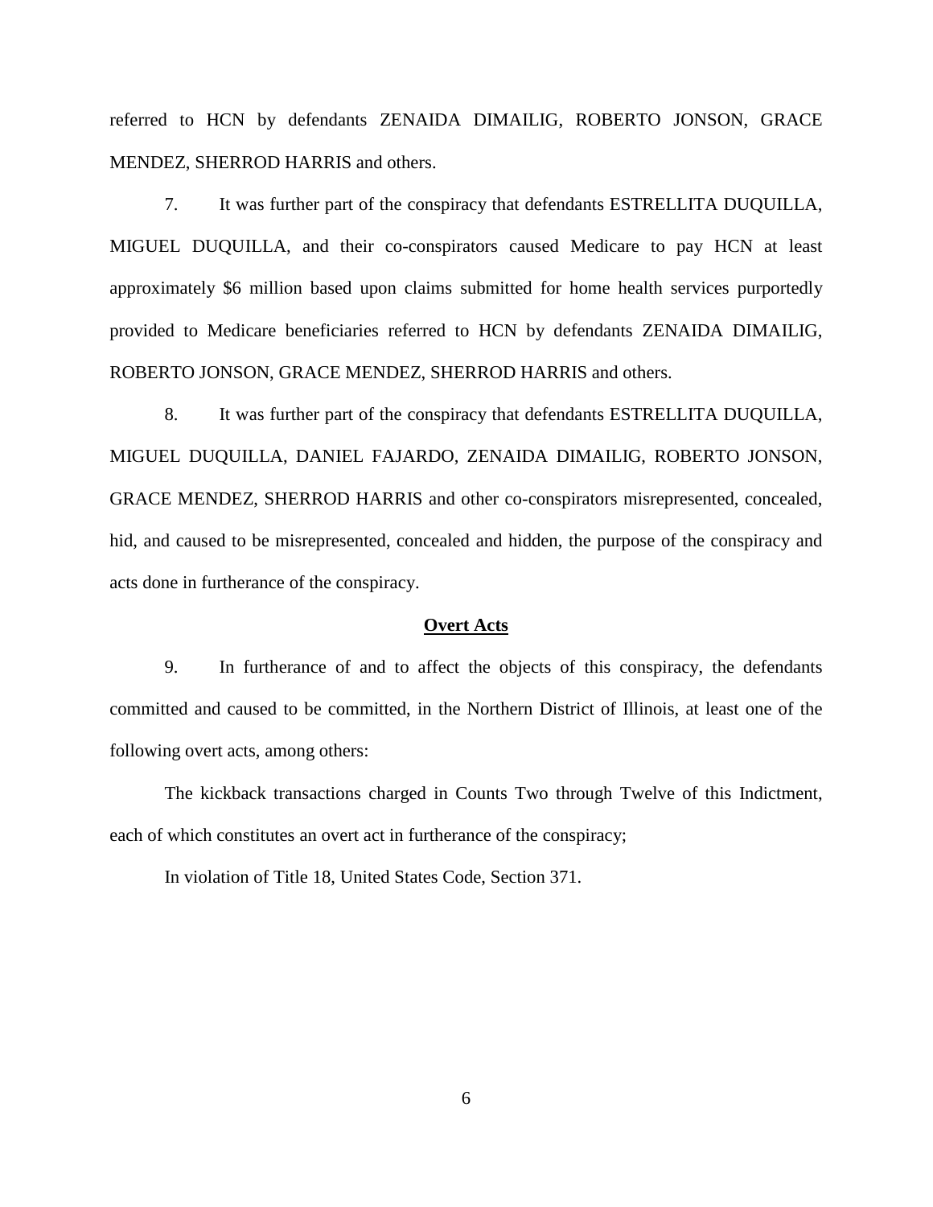referred to HCN by defendants ZENAIDA DIMAILIG, ROBERTO JONSON, GRACE MENDEZ, SHERROD HARRIS and others.

7. It was further part of the conspiracy that defendants ESTRELLITA DUQUILLA, MIGUEL DUQUILLA, and their co-conspirators caused Medicare to pay HCN at least approximately $6 million based upon claims submitted for home health services purportedly provided to Medicare beneficiaries referred to HCN by defendants ZENAIDA DIMAILIG, ROBERTO JONSON, GRACE MENDEZ, SHERROD HARRIS and others.

8. It was further part of the conspiracy that defendants ESTRELLITA DUQUILLA, MIGUEL DUQUILLA, DANIEL FAJARDO, ZENAIDA DIMAILIG, ROBERTO JONSON, GRACE MENDEZ, SHERROD HARRIS and other co-conspirators misrepresented, concealed, hid, and caused to be misrepresented, concealed and hidden, the purpose of the conspiracy and acts done in furtherance of the conspiracy.

**Overt Acts**

9. In furtherance of and to affect the objects of this conspiracy, the defendants committed and caused to be committed, in the Northern District of Illinois, at least one of the following overt acts, among others:

The kickback transactions charged in Counts Two through Twelve of this Indictment, each of which constitutes an overt act in furtherance of the conspiracy;

In violation of Title 18, United States Code, Section 371.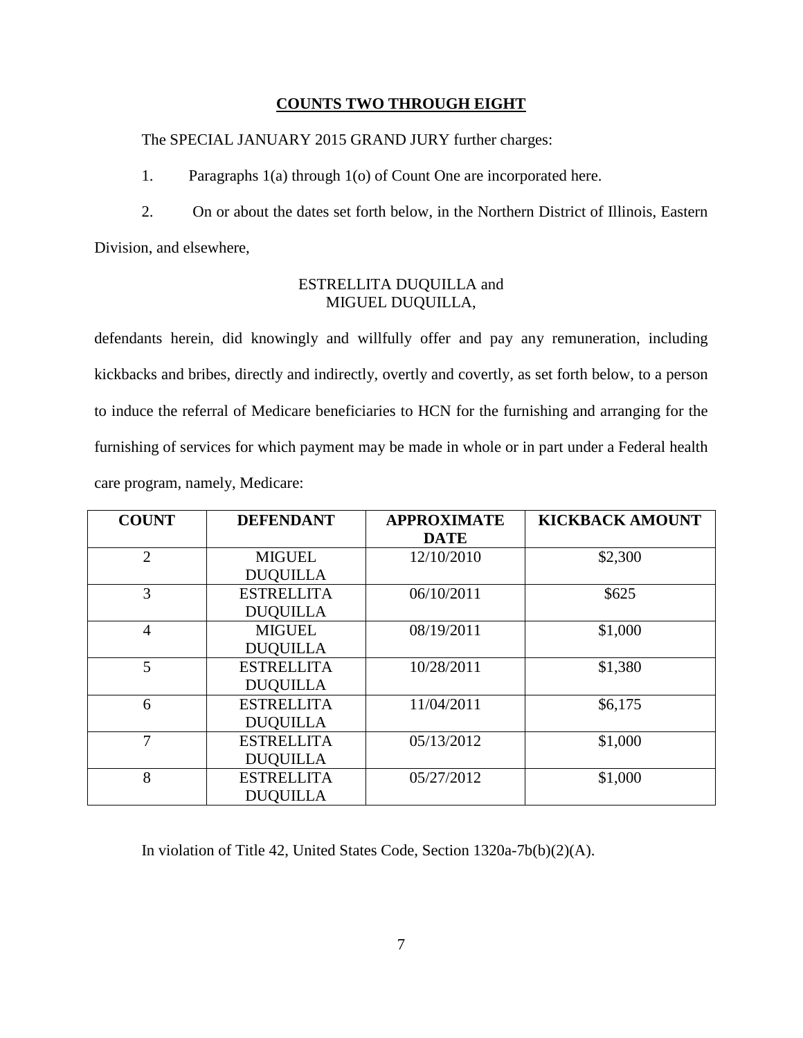## COUNTS TWO THROUGH EIGHT

The SPECIAL JANUARY 2015 GRAND JURY further charges:

1. Paragraphs 1(a) through 1(o) of Count One are incorporated here.

2. On or about the dates set forth below, in the Northern District of Illinois, Eastern Division, and elsewhere,

ESTRELLITA DUQUILLA and
MIGUEL DUQUILLA,

defendants herein, did knowingly and willfully offer and pay any remuneration, including kickbacks and bribes, directly and indirectly, overtly and covertly, as set forth below, to a person to induce the referral of Medicare beneficiaries to HCN for the furnishing and arranging for the furnishing of services for which payment may be made in whole or in part under a Federal health care program, namely, Medicare:

| COUNT | DEFENDANT | APPROXIMATE DATE | KICKBACK AMOUNT |
|---|---|---|---|
| 2 | MIGUEL DUQUILLA | 12/10/2010 | $2,300 |
| 3 | ESTRELLITA DUQUILLA | 06/10/2011 | $625 |
| 4 | MIGUEL DUQUILLA | 08/19/2011 | $1,000 |
| 5 | ESTRELLITA DUQUILLA | 10/28/2011 | $1,380 |
| 6 | ESTRELLITA DUQUILLA | 11/04/2011 | $6,175 |
| 7 | ESTRELLITA DUQUILLA | 05/13/2012 | $1,000 |
| 8 | ESTRELLITA DUQUILLA | 05/27/2012 | $1,000 |

In violation of Title 42, United States Code, Section 1320a-7b(b)(2)(A).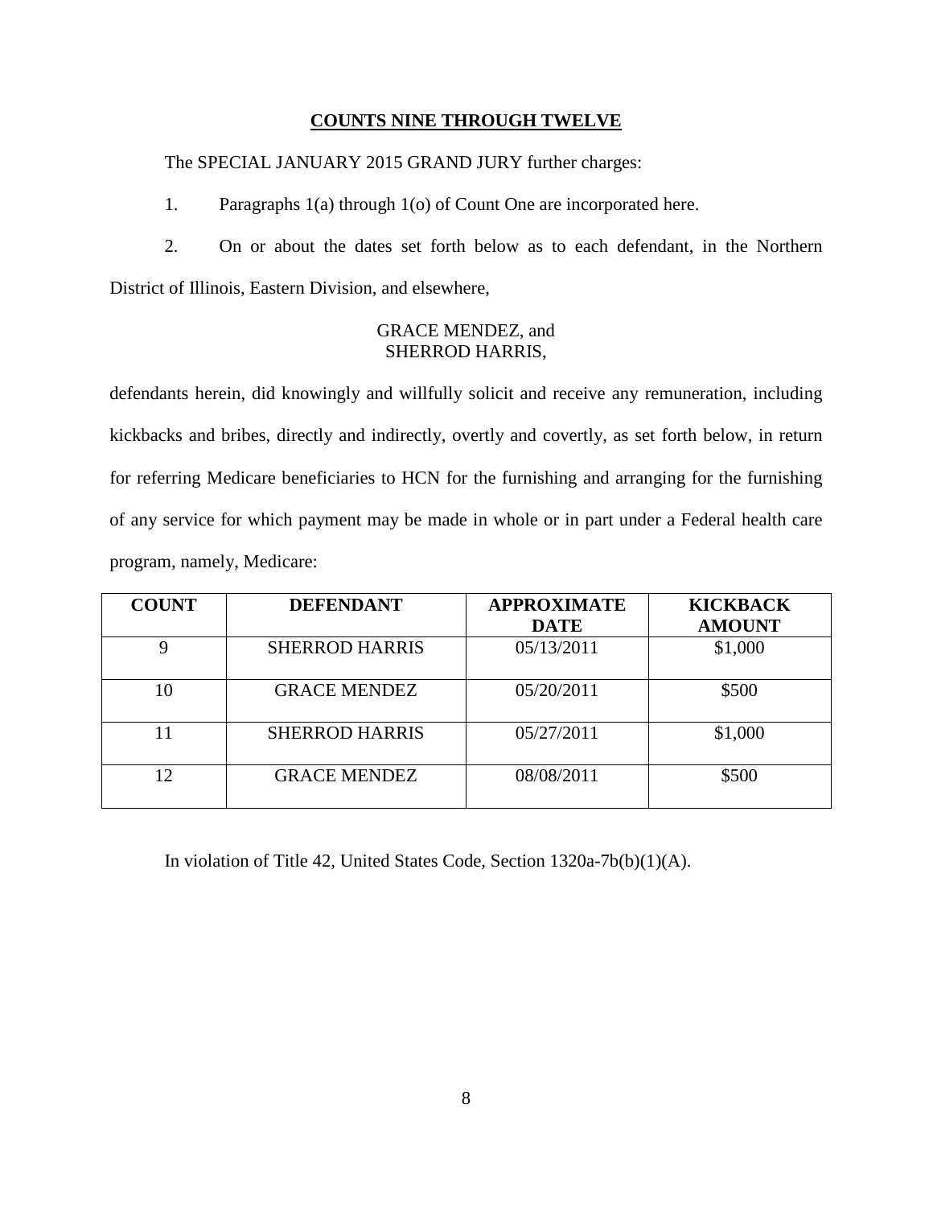**COUNTS NINE THROUGH TWELVE**

The SPECIAL JANUARY 2015 GRAND JURY further charges:

1. Paragraphs 1(a) through 1(o) of Count One are incorporated here.

2. On or about the dates set forth below as to each defendant, in the Northern District of Illinois, Eastern Division, and elsewhere,

GRACE MENDEZ, and
SHERROD HARRIS,

defendants herein, did knowingly and willfully solicit and receive any remuneration, including kickbacks and bribes, directly and indirectly, overtly and covertly, as set forth below, in return for referring Medicare beneficiaries to HCN for the furnishing and arranging for the furnishing of any service for which payment may be made in whole or in part under a Federal health care program, namely, Medicare:

| COUNT | DEFENDANT | APPROXIMATE DATE | KICKBACK AMOUNT |
|---|---|---|---|
| 9 | SHERROD HARRIS | 05/13/2011 | $1,000 |
| 10 | GRACE MENDEZ | 05/20/2011 | $500 |
| 11 | SHERROD HARRIS | 05/27/2011 | $1,000 |
| 12 | GRACE MENDEZ | 08/08/2011 | $500 |

In violation of Title 42, United States Code, Section 1320a-7b(b)(1)(A).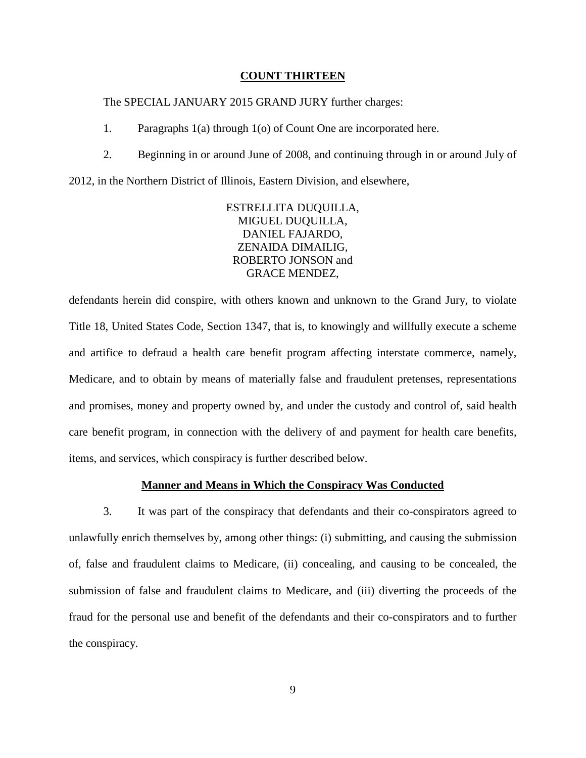**COUNT THIRTEEN**

The SPECIAL JANUARY 2015 GRAND JURY further charges:

1. Paragraphs 1(a) through 1(o) of Count One are incorporated here.

2. Beginning in or around June of 2008, and continuing through in or around July of 2012, in the Northern District of Illinois, Eastern Division, and elsewhere,

ESTRELLITA DUQUILLA,
MIGUEL DUQUILLA,
DANIEL FAJARDO,
ZENAIDA DIMAILIG,
ROBERTO JONSON and
GRACE MENDEZ,

defendants herein did conspire, with others known and unknown to the Grand Jury, to violate Title 18, United States Code, Section 1347, that is, to knowingly and willfully execute a scheme and artifice to defraud a health care benefit program affecting interstate commerce, namely, Medicare, and to obtain by means of materially false and fraudulent pretenses, representations and promises, money and property owned by, and under the custody and control of, said health care benefit program, in connection with the delivery of and payment for health care benefits, items, and services, which conspiracy is further described below.

**Manner and Means in Which the Conspiracy Was Conducted**

3. It was part of the conspiracy that defendants and their co-conspirators agreed to unlawfully enrich themselves by, among other things: (i) submitting, and causing the submission of, false and fraudulent claims to Medicare, (ii) concealing, and causing to be concealed, the submission of false and fraudulent claims to Medicare, and (iii) diverting the proceeds of the fraud for the personal use and benefit of the defendants and their co-conspirators and to further the conspiracy.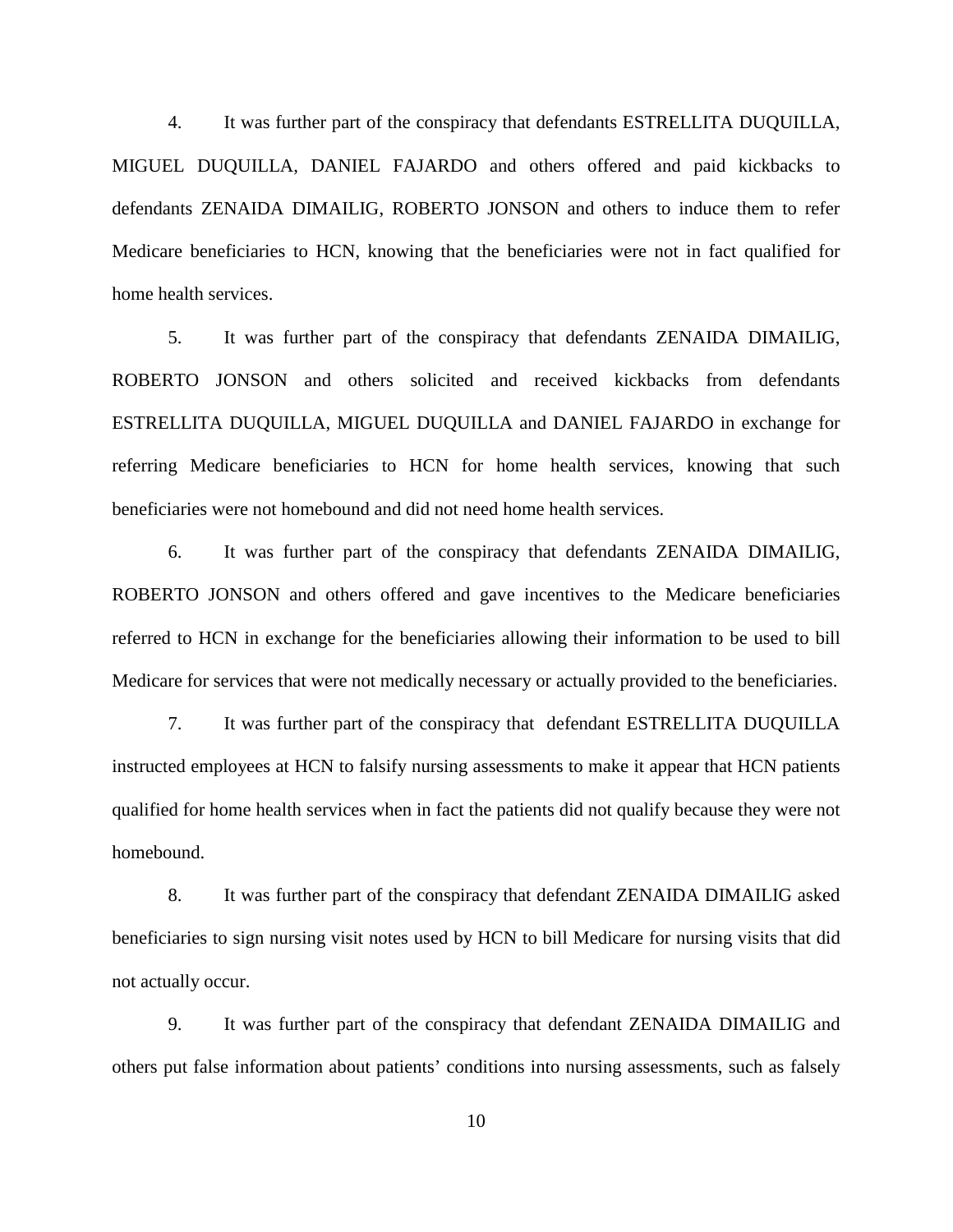4. It was further part of the conspiracy that defendants ESTRELLITA DUQUILLA, MIGUEL DUQUILLA, DANIEL FAJARDO and others offered and paid kickbacks to defendants ZENAIDA DIMAILIG, ROBERTO JONSON and others to induce them to refer Medicare beneficiaries to HCN, knowing that the beneficiaries were not in fact qualified for home health services.

5. It was further part of the conspiracy that defendants ZENAIDA DIMAILIG, ROBERTO JONSON and others solicited and received kickbacks from defendants ESTRELLITA DUQUILLA, MIGUEL DUQUILLA and DANIEL FAJARDO in exchange for referring Medicare beneficiaries to HCN for home health services, knowing that such beneficiaries were not homebound and did not need home health services.

6. It was further part of the conspiracy that defendants ZENAIDA DIMAILIG, ROBERTO JONSON and others offered and gave incentives to the Medicare beneficiaries referred to HCN in exchange for the beneficiaries allowing their information to be used to bill Medicare for services that were not medically necessary or actually provided to the beneficiaries.

7. It was further part of the conspiracy that defendant ESTRELLITA DUQUILLA instructed employees at HCN to falsify nursing assessments to make it appear that HCN patients qualified for home health services when in fact the patients did not qualify because they were not homebound.

8. It was further part of the conspiracy that defendant ZENAIDA DIMAILIG asked beneficiaries to sign nursing visit notes used by HCN to bill Medicare for nursing visits that did not actually occur.

9. It was further part of the conspiracy that defendant ZENAIDA DIMAILIG and others put false information about patients' conditions into nursing assessments, such as falsely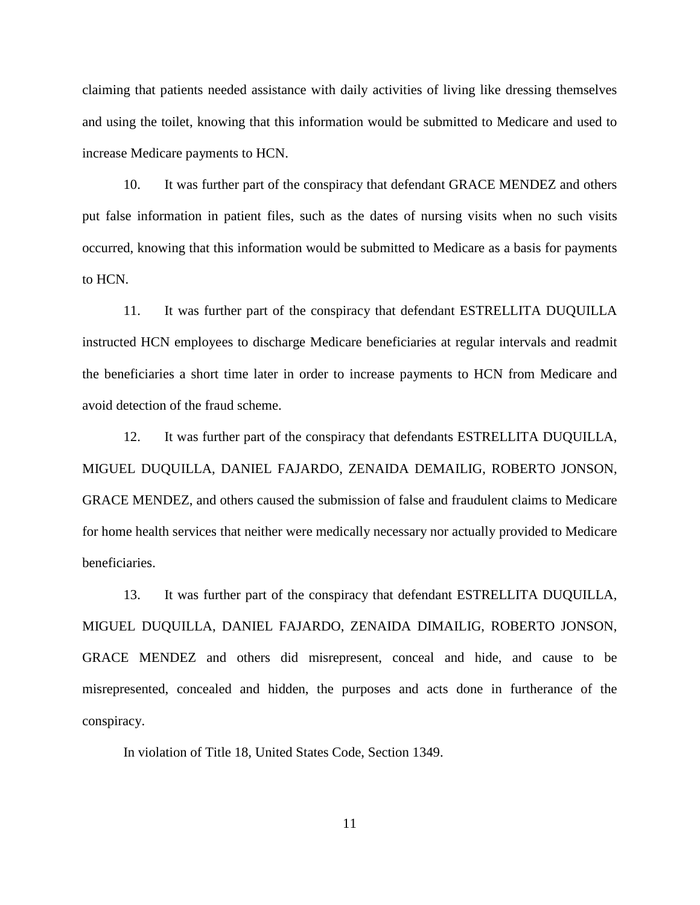claiming that patients needed assistance with daily activities of living like dressing themselves and using the toilet, knowing that this information would be submitted to Medicare and used to increase Medicare payments to HCN.

10. It was further part of the conspiracy that defendant GRACE MENDEZ and others put false information in patient files, such as the dates of nursing visits when no such visits occurred, knowing that this information would be submitted to Medicare as a basis for payments to HCN.

11. It was further part of the conspiracy that defendant ESTRELLITA DUQUILLA instructed HCN employees to discharge Medicare beneficiaries at regular intervals and readmit the beneficiaries a short time later in order to increase payments to HCN from Medicare and avoid detection of the fraud scheme.

12. It was further part of the conspiracy that defendants ESTRELLITA DUQUILLA, MIGUEL DUQUILLA, DANIEL FAJARDO, ZENAIDA DEMAILIG, ROBERTO JONSON, GRACE MENDEZ, and others caused the submission of false and fraudulent claims to Medicare for home health services that neither were medically necessary nor actually provided to Medicare beneficiaries.

13. It was further part of the conspiracy that defendant ESTRELLITA DUQUILLA, MIGUEL DUQUILLA, DANIEL FAJARDO, ZENAIDA DIMAILIG, ROBERTO JONSON, GRACE MENDEZ and others did misrepresent, conceal and hide, and cause to be misrepresented, concealed and hidden, the purposes and acts done in furtherance of the conspiracy.

In violation of Title 18, United States Code, Section 1349.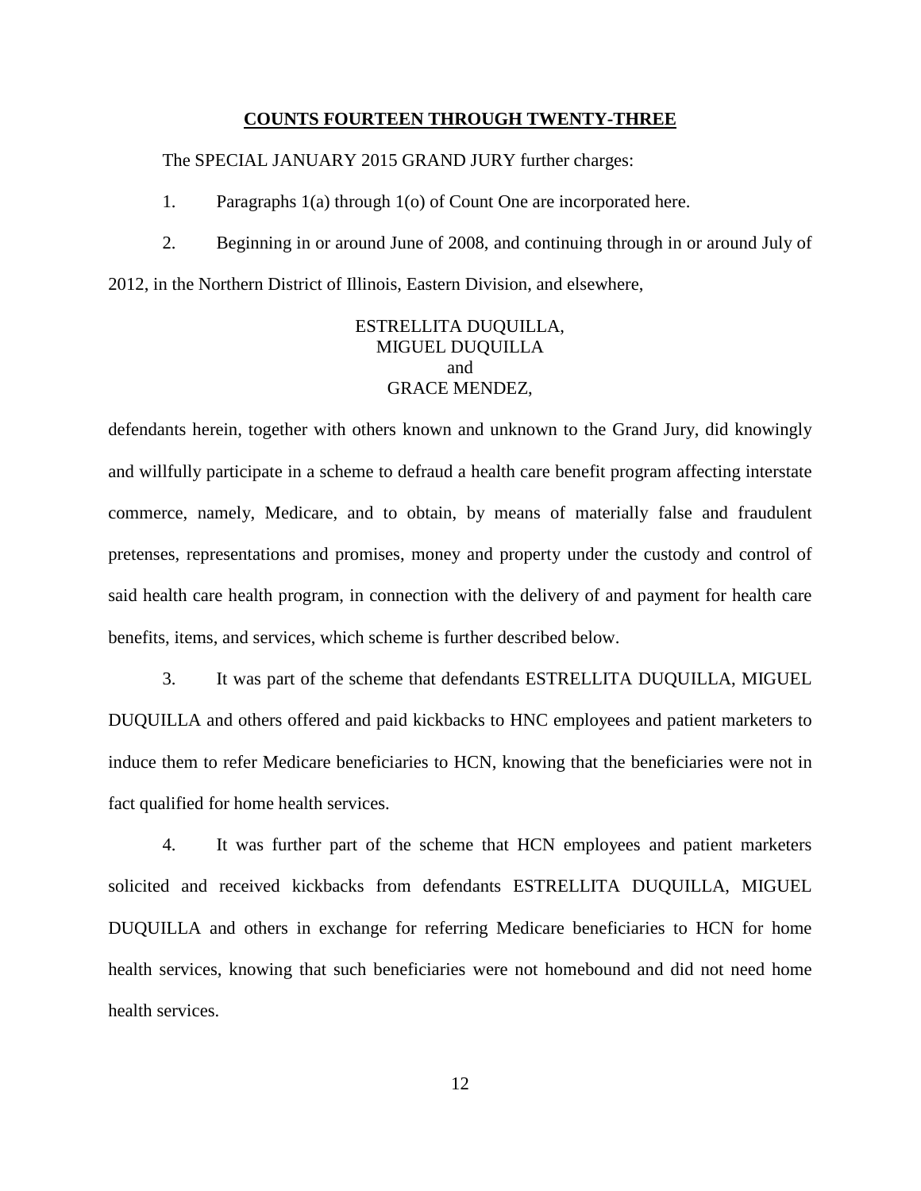**COUNTS FOURTEEN THROUGH TWENTY-THREE**

The SPECIAL JANUARY 2015 GRAND JURY further charges:

1. Paragraphs 1(a) through 1(o) of Count One are incorporated here.

2. Beginning in or around June of 2008, and continuing through in or around July of 2012, in the Northern District of Illinois, Eastern Division, and elsewhere,

ESTRELLITA DUQUILLA,
MIGUEL DUQUILLA
and
GRACE MENDEZ,

defendants herein, together with others known and unknown to the Grand Jury, did knowingly and willfully participate in a scheme to defraud a health care benefit program affecting interstate commerce, namely, Medicare, and to obtain, by means of materially false and fraudulent pretenses, representations and promises, money and property under the custody and control of said health care health program, in connection with the delivery of and payment for health care benefits, items, and services, which scheme is further described below.

3. It was part of the scheme that defendants ESTRELLITA DUQUILLA, MIGUEL DUQUILLA and others offered and paid kickbacks to HNC employees and patient marketers to induce them to refer Medicare beneficiaries to HCN, knowing that the beneficiaries were not in fact qualified for home health services.

4. It was further part of the scheme that HCN employees and patient marketers solicited and received kickbacks from defendants ESTRELLITA DUQUILLA, MIGUEL DUQUILLA and others in exchange for referring Medicare beneficiaries to HCN for home health services, knowing that such beneficiaries were not homebound and did not need home health services.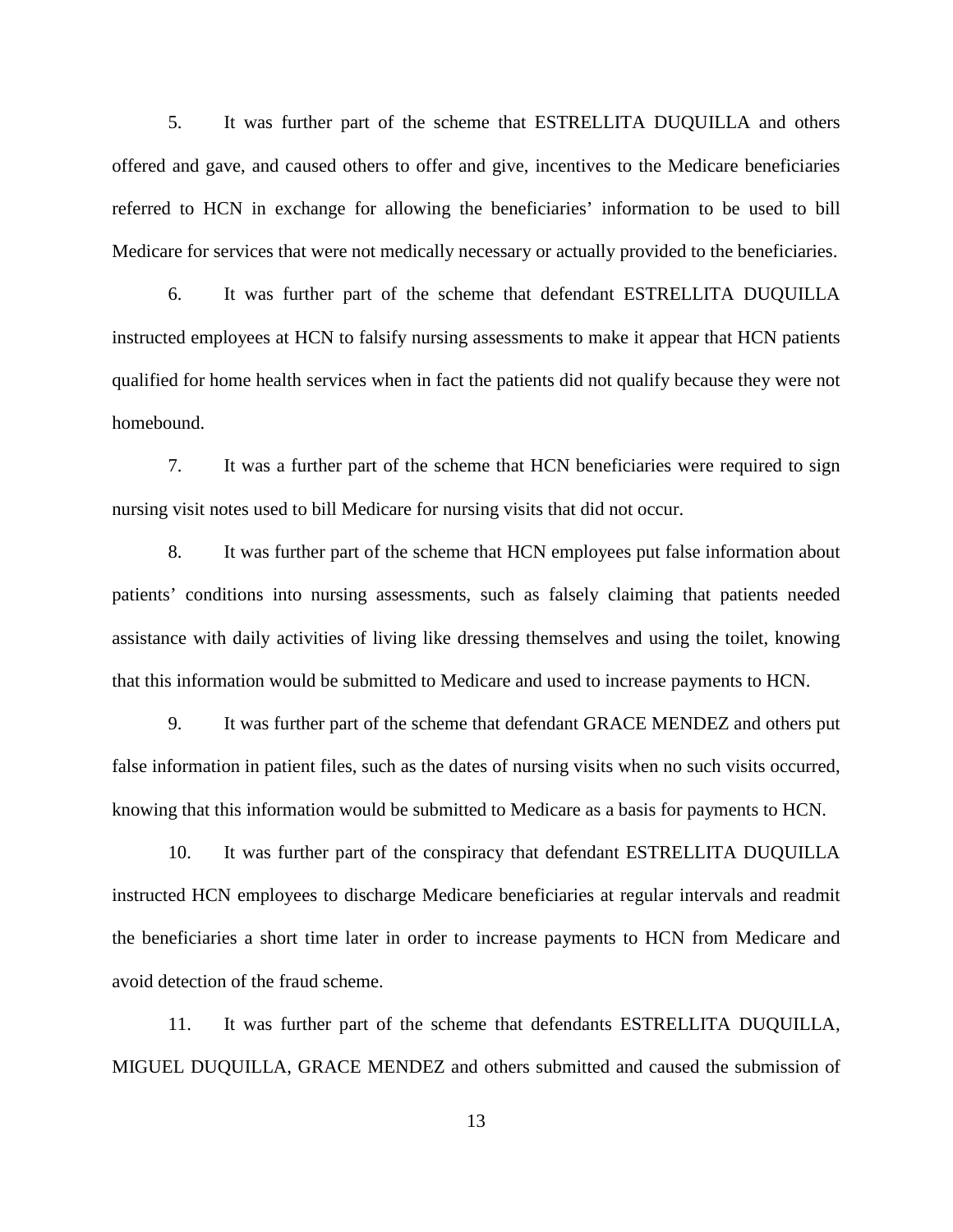5. It was further part of the scheme that ESTRELLITA DUQUILLA and others offered and gave, and caused others to offer and give, incentives to the Medicare beneficiaries referred to HCN in exchange for allowing the beneficiaries' information to be used to bill Medicare for services that were not medically necessary or actually provided to the beneficiaries.

6. It was further part of the scheme that defendant ESTRELLITA DUQUILLA instructed employees at HCN to falsify nursing assessments to make it appear that HCN patients qualified for home health services when in fact the patients did not qualify because they were not homebound.

7. It was a further part of the scheme that HCN beneficiaries were required to sign nursing visit notes used to bill Medicare for nursing visits that did not occur.

8. It was further part of the scheme that HCN employees put false information about patients' conditions into nursing assessments, such as falsely claiming that patients needed assistance with daily activities of living like dressing themselves and using the toilet, knowing that this information would be submitted to Medicare and used to increase payments to HCN.

9. It was further part of the scheme that defendant GRACE MENDEZ and others put false information in patient files, such as the dates of nursing visits when no such visits occurred, knowing that this information would be submitted to Medicare as a basis for payments to HCN.

10. It was further part of the conspiracy that defendant ESTRELLITA DUQUILLA instructed HCN employees to discharge Medicare beneficiaries at regular intervals and readmit the beneficiaries a short time later in order to increase payments to HCN from Medicare and avoid detection of the fraud scheme.

11. It was further part of the scheme that defendants ESTRELLITA DUQUILLA, MIGUEL DUQUILLA, GRACE MENDEZ and others submitted and caused the submission of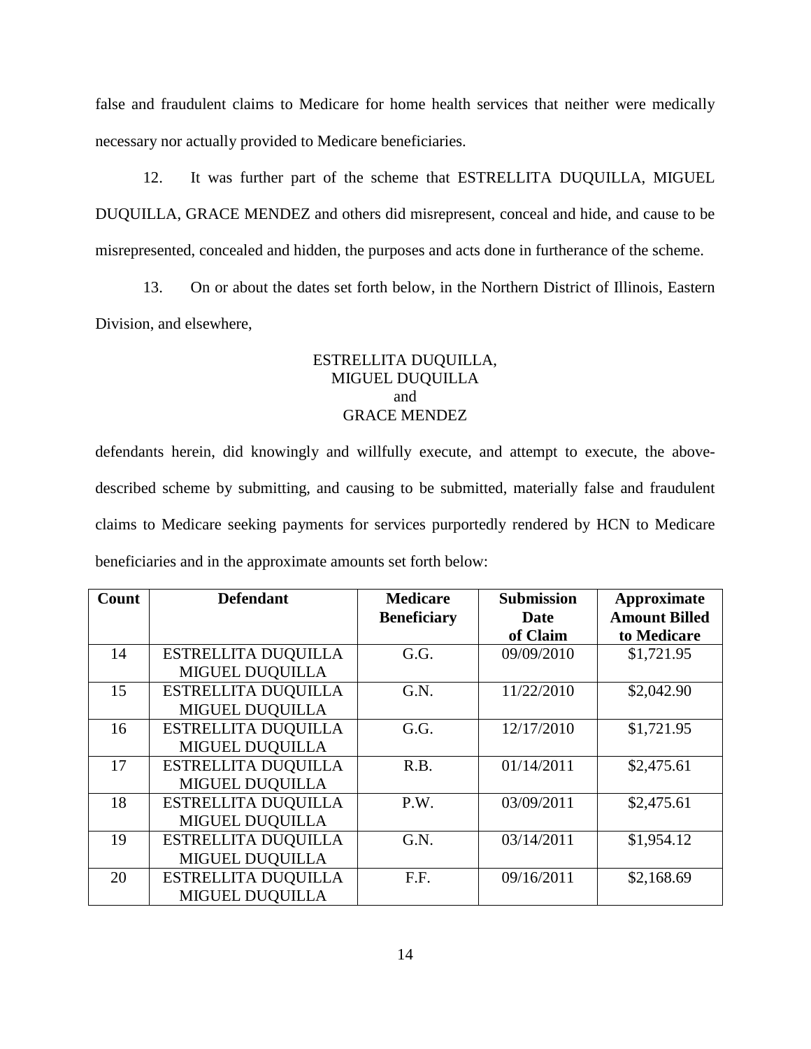false and fraudulent claims to Medicare for home health services that neither were medically necessary nor actually provided to Medicare beneficiaries.

12. It was further part of the scheme that ESTRELLITA DUQUILLA, MIGUEL DUQUILLA, GRACE MENDEZ and others did misrepresent, conceal and hide, and cause to be misrepresented, concealed and hidden, the purposes and acts done in furtherance of the scheme.

13. On or about the dates set forth below, in the Northern District of Illinois, Eastern Division, and elsewhere,

ESTRELLITA DUQUILLA,
MIGUEL DUQUILLA
and
GRACE MENDEZ

defendants herein, did knowingly and willfully execute, and attempt to execute, the above-described scheme by submitting, and causing to be submitted, materially false and fraudulent claims to Medicare seeking payments for services purportedly rendered by HCN to Medicare beneficiaries and in the approximate amounts set forth below:

| Count | Defendant | Medicare Beneficiary | Submission Date of Claim | Approximate Amount Billed to Medicare |
|---|---|---|---|---|
| 14 | ESTRELLITA DUQUILLA MIGUEL DUQUILLA | G.G. | 09/09/2010 | $1,721.95 |
| 15 | ESTRELLITA DUQUILLA MIGUEL DUQUILLA | G.N. | 11/22/2010 | $2,042.90 |
| 16 | ESTRELLITA DUQUILLA MIGUEL DUQUILLA | G.G. | 12/17/2010 | $1,721.95 |
| 17 | ESTRELLITA DUQUILLA MIGUEL DUQUILLA | R.B. | 01/14/2011 | $2,475.61 |
| 18 | ESTRELLITA DUQUILLA MIGUEL DUQUILLA | P.W. | 03/09/2011 | $2,475.61 |
| 19 | ESTRELLITA DUQUILLA MIGUEL DUQUILLA | G.N. | 03/14/2011 | $1,954.12 |
| 20 | ESTRELLITA DUQUILLA MIGUEL DUQUILLA | F.F. | 09/16/2011 | $2,168.69 |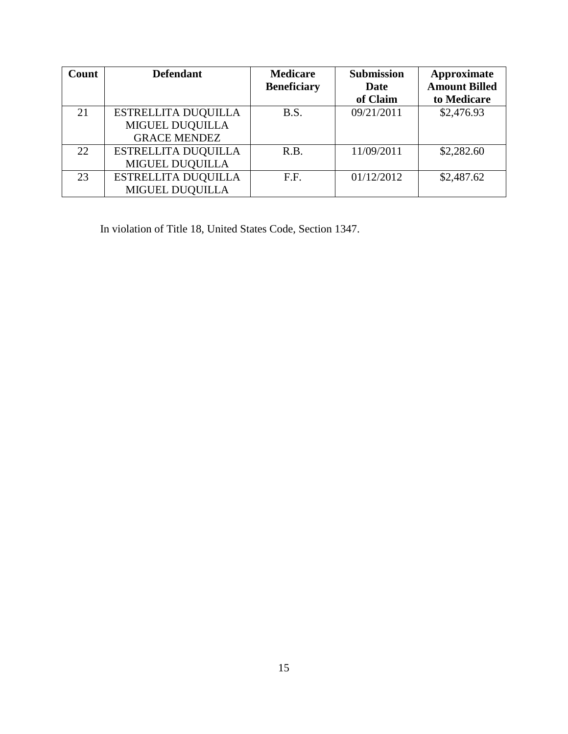| Count | Defendant | Medicare Beneficiary | Submission Date of Claim | Approximate Amount Billed to Medicare |
|---|---|---|---|---|
| 21 | ESTRELLITA DUQUILLA<br>MIGUEL DUQUILLA<br>GRACE MENDEZ | B.S. | 09/21/2011 | $2,476.93 |
| 22 | ESTRELLITA DUQUILLA<br>MIGUEL DUQUILLA | R.B. | 11/09/2011 | $2,282.60 |
| 23 | ESTRELLITA DUQUILLA<br>MIGUEL DUQUILLA | F.F. | 01/12/2012 | $2,487.62 |

In violation of Title 18, United States Code, Section 1347.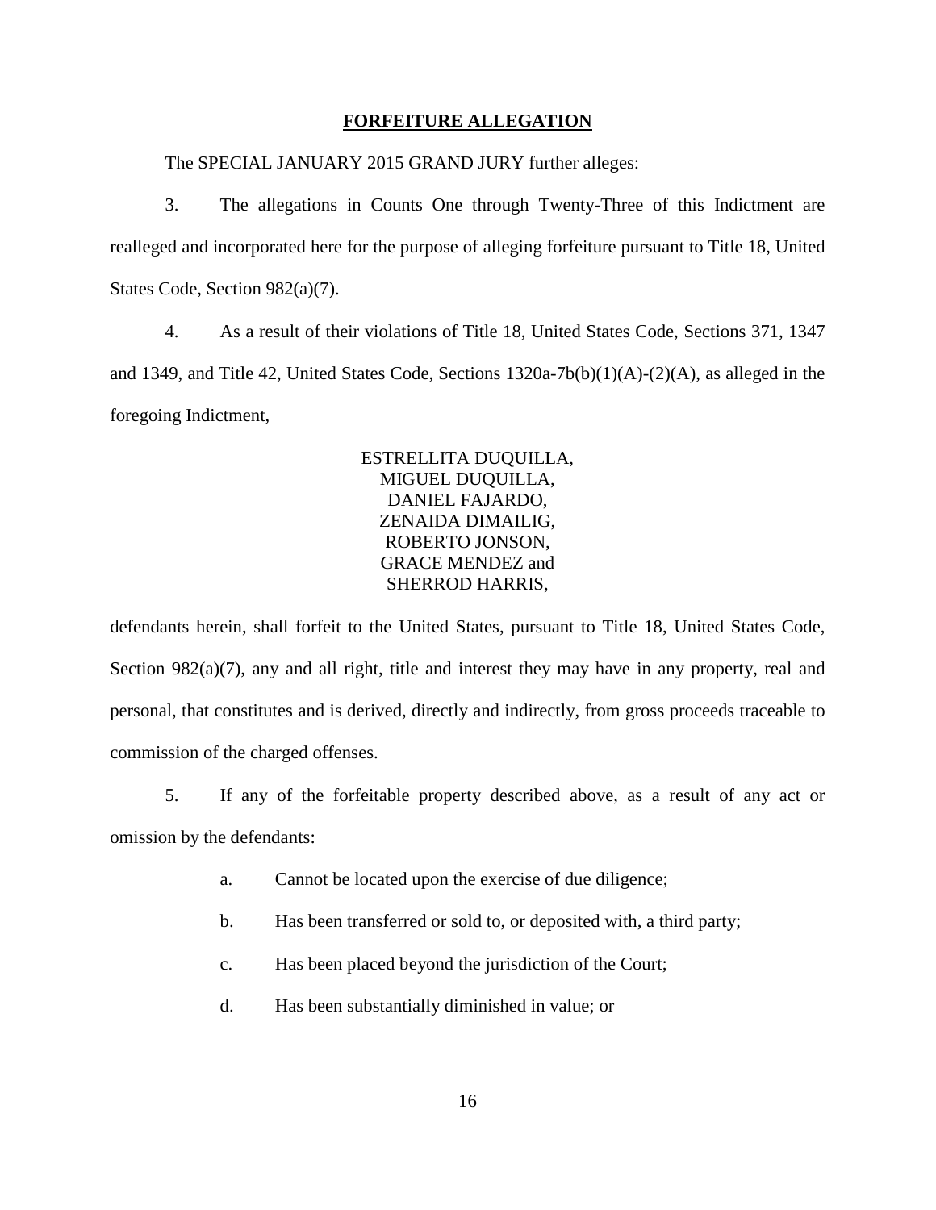## FORFEITURE ALLEGATION

The SPECIAL JANUARY 2015 GRAND JURY further alleges:

3. The allegations in Counts One through Twenty-Three of this Indictment are realleged and incorporated here for the purpose of alleging forfeiture pursuant to Title 18, United States Code, Section 982(a)(7).

4. As a result of their violations of Title 18, United States Code, Sections 371, 1347 and 1349, and Title 42, United States Code, Sections 1320a-7b(b)(1)(A)-(2)(A), as alleged in the foregoing Indictment,

ESTRELLITA DUQUILLA,
MIGUEL DUQUILLA,
DANIEL FAJARDO,
ZENAIDA DIMAILIG,
ROBERTO JONSON,
GRACE MENDEZ and
SHERROD HARRIS,

defendants herein, shall forfeit to the United States, pursuant to Title 18, United States Code, Section 982(a)(7), any and all right, title and interest they may have in any property, real and personal, that constitutes and is derived, directly and indirectly, from gross proceeds traceable to commission of the charged offenses.

5. If any of the forfeitable property described above, as a result of any act or omission by the defendants:

a. Cannot be located upon the exercise of due diligence;

b. Has been transferred or sold to, or deposited with, a third party;

c. Has been placed beyond the jurisdiction of the Court;

d. Has been substantially diminished in value; or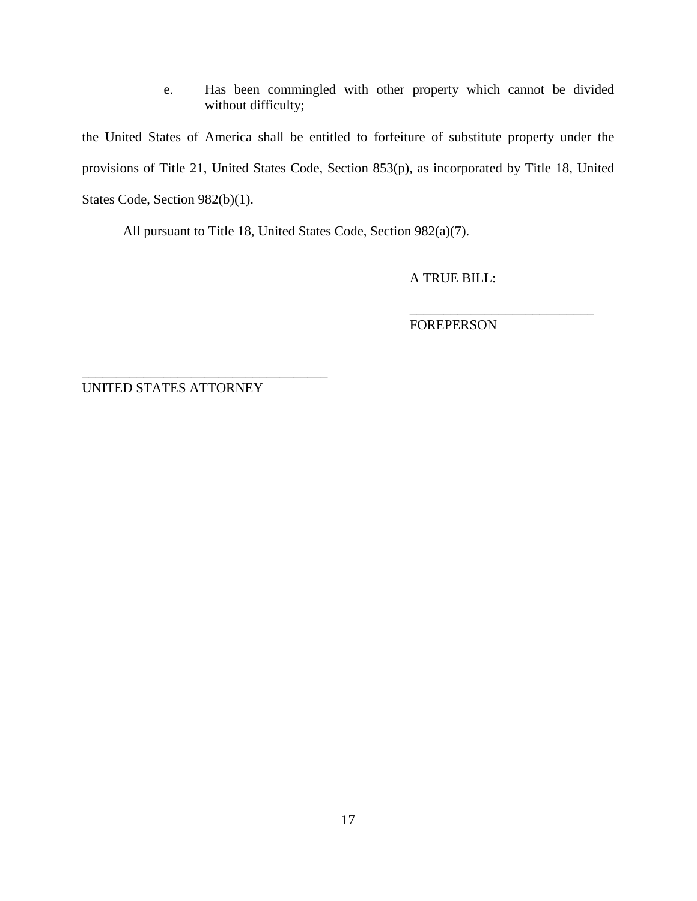e. Has been commingled with other property which cannot be divided without difficulty;

the United States of America shall be entitled to forfeiture of substitute property under the provisions of Title 21, United States Code, Section 853(p), as incorporated by Title 18, United States Code, Section 982(b)(1).

All pursuant to Title 18, United States Code, Section 982(a)(7).

A TRUE BILL:

\_\_\_\_\_\_\_\_\_\_\_\_\_\_\_\_\_\_\_\_\_\_\_\_\_\_\_\_
FOREPERSON

\_\_\_\_\_\_\_\_\_\_\_\_\_\_\_\_\_\_\_\_\_\_\_\_\_\_\_\_\_\_\_\_\_\_\_\_\_
UNITED STATES ATTORNEY